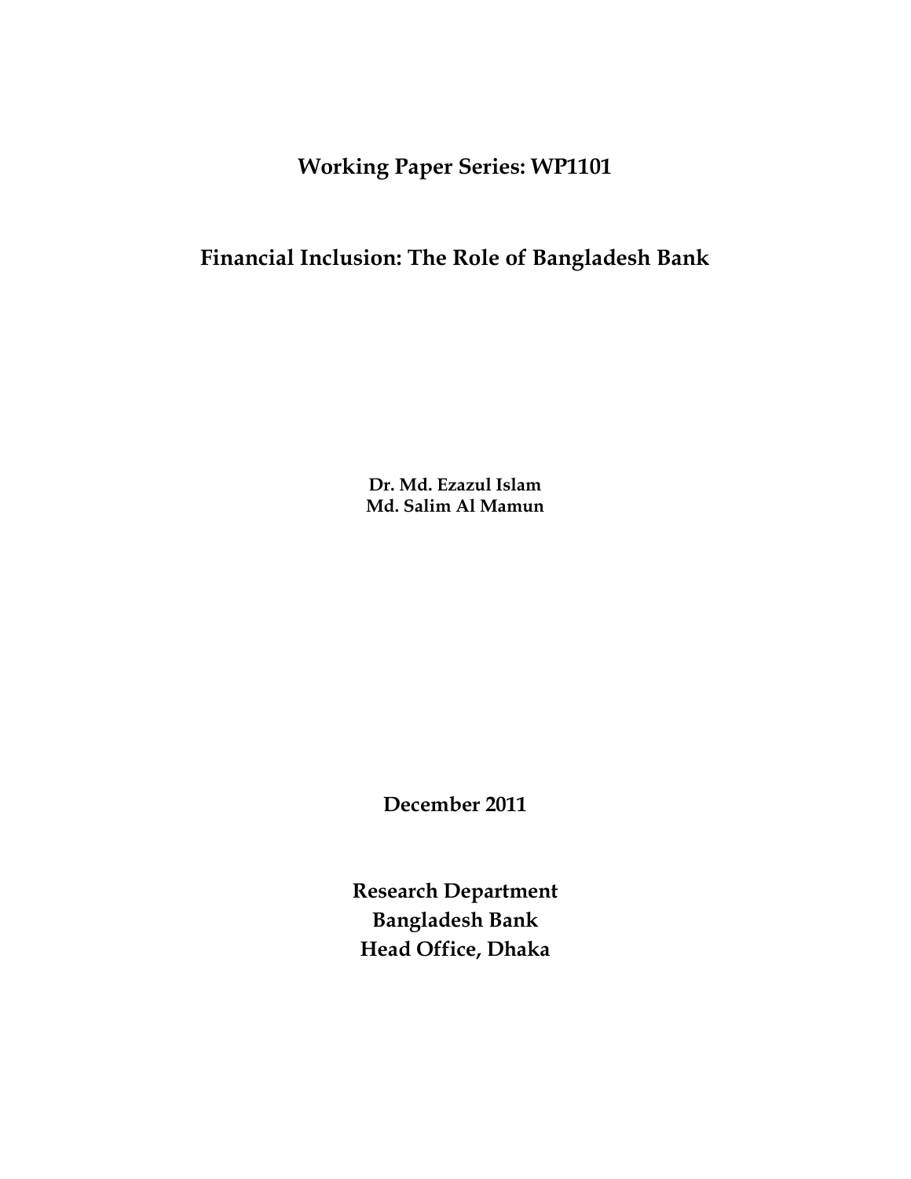**Working Paper Series: WP1101**

# Financial Inclusion: The Role of Bangladesh Bank

**Dr. Md. Ezazul Islam**
**Md. Salim Al Mamun**

**December 2011**

**Research Department**
**Bangladesh Bank**
**Head Office, Dhaka**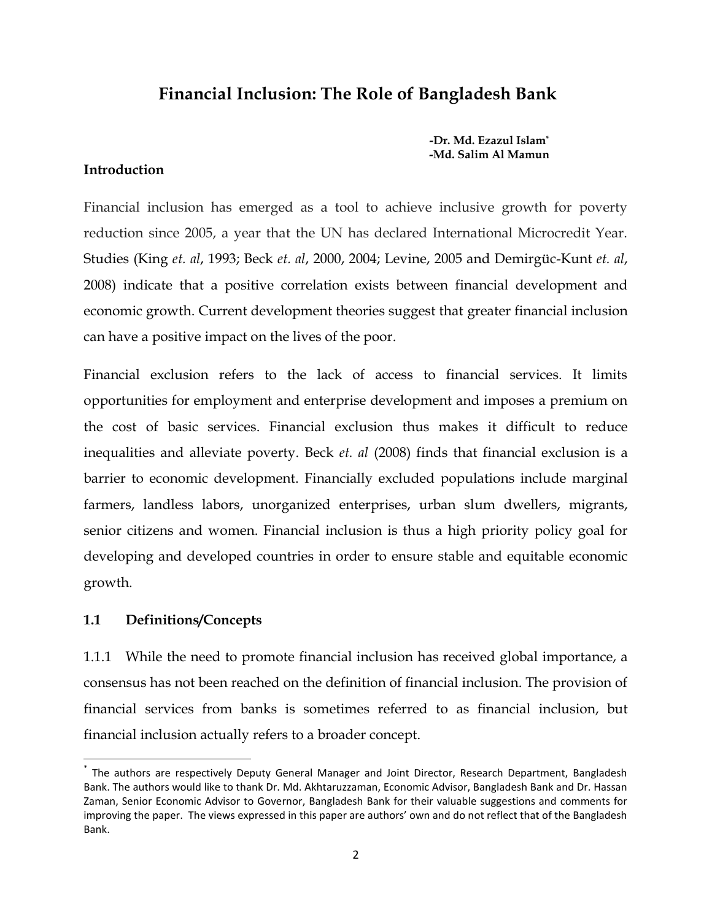# Financial Inclusion: The Role of Bangladesh Bank

**-Dr. Md. Ezazul Islam[*]**
**-Md. Salim Al Mamun**

## Introduction

Financial inclusion has emerged as a tool to achieve inclusive growth for poverty reduction since 2005, a year that the UN has declared International Microcredit Year. Studies (King *et. al*, 1993; Beck *et. al*, 2000, 2004; Levine, 2005 and Demirgüc-Kunt *et. al*, 2008) indicate that a positive correlation exists between financial development and economic growth. Current development theories suggest that greater financial inclusion can have a positive impact on the lives of the poor.

Financial exclusion refers to the lack of access to financial services. It limits opportunities for employment and enterprise development and imposes a premium on the cost of basic services. Financial exclusion thus makes it difficult to reduce inequalities and alleviate poverty. Beck *et. al* (2008) finds that financial exclusion is a barrier to economic development. Financially excluded populations include marginal farmers, landless labors, unorganized enterprises, urban slum dwellers, migrants, senior citizens and women. Financial inclusion is thus a high priority policy goal for developing and developed countries in order to ensure stable and equitable economic growth.

### 1.1 Definitions/Concepts

1.1.1 While the need to promote financial inclusion has received global importance, a consensus has not been reached on the definition of financial inclusion. The provision of financial services from banks is sometimes referred to as financial inclusion, but financial inclusion actually refers to a broader concept.

---

[*] The authors are respectively Deputy General Manager and Joint Director, Research Department, Bangladesh Bank. The authors would like to thank Dr. Md. Akhtaruzzaman, Economic Advisor, Bangladesh Bank and Dr. Hassan Zaman, Senior Economic Advisor to Governor, Bangladesh Bank for their valuable suggestions and comments for improving the paper. The views expressed in this paper are authors' own and do not reflect that of the Bangladesh Bank.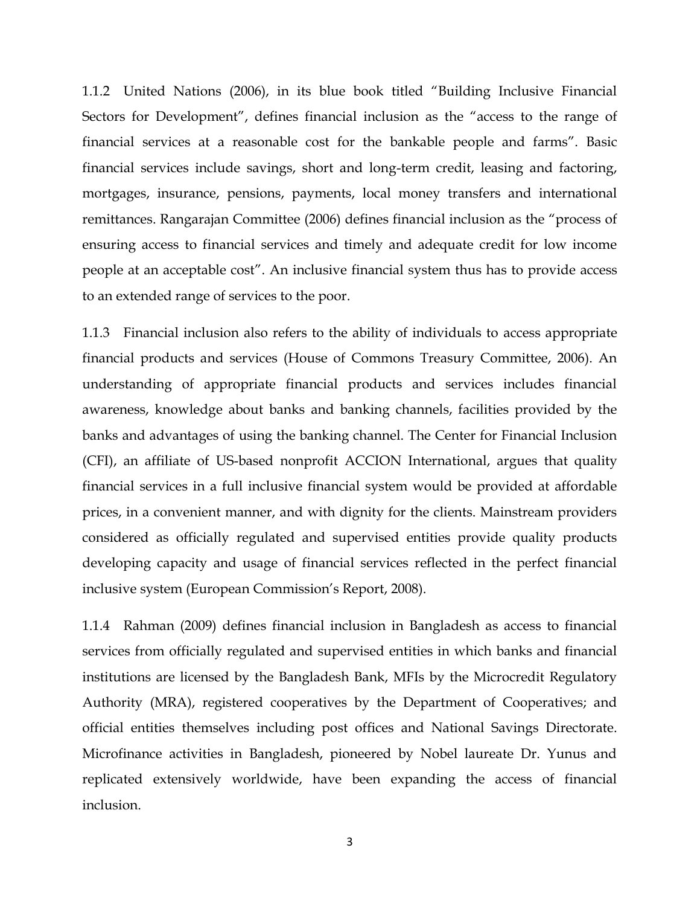1.1.2 United Nations (2006), in its blue book titled "Building Inclusive Financial Sectors for Development", defines financial inclusion as the "access to the range of financial services at a reasonable cost for the bankable people and farms". Basic financial services include savings, short and long-term credit, leasing and factoring, mortgages, insurance, pensions, payments, local money transfers and international remittances. Rangarajan Committee (2006) defines financial inclusion as the "process of ensuring access to financial services and timely and adequate credit for low income people at an acceptable cost". An inclusive financial system thus has to provide access to an extended range of services to the poor.

1.1.3 Financial inclusion also refers to the ability of individuals to access appropriate financial products and services (House of Commons Treasury Committee, 2006). An understanding of appropriate financial products and services includes financial awareness, knowledge about banks and banking channels, facilities provided by the banks and advantages of using the banking channel. The Center for Financial Inclusion (CFI), an affiliate of US-based nonprofit ACCION International, argues that quality financial services in a full inclusive financial system would be provided at affordable prices, in a convenient manner, and with dignity for the clients. Mainstream providers considered as officially regulated and supervised entities provide quality products developing capacity and usage of financial services reflected in the perfect financial inclusive system (European Commission's Report, 2008).

1.1.4 Rahman (2009) defines financial inclusion in Bangladesh as access to financial services from officially regulated and supervised entities in which banks and financial institutions are licensed by the Bangladesh Bank, MFIs by the Microcredit Regulatory Authority (MRA), registered cooperatives by the Department of Cooperatives; and official entities themselves including post offices and National Savings Directorate. Microfinance activities in Bangladesh, pioneered by Nobel laureate Dr. Yunus and replicated extensively worldwide, have been expanding the access of financial inclusion.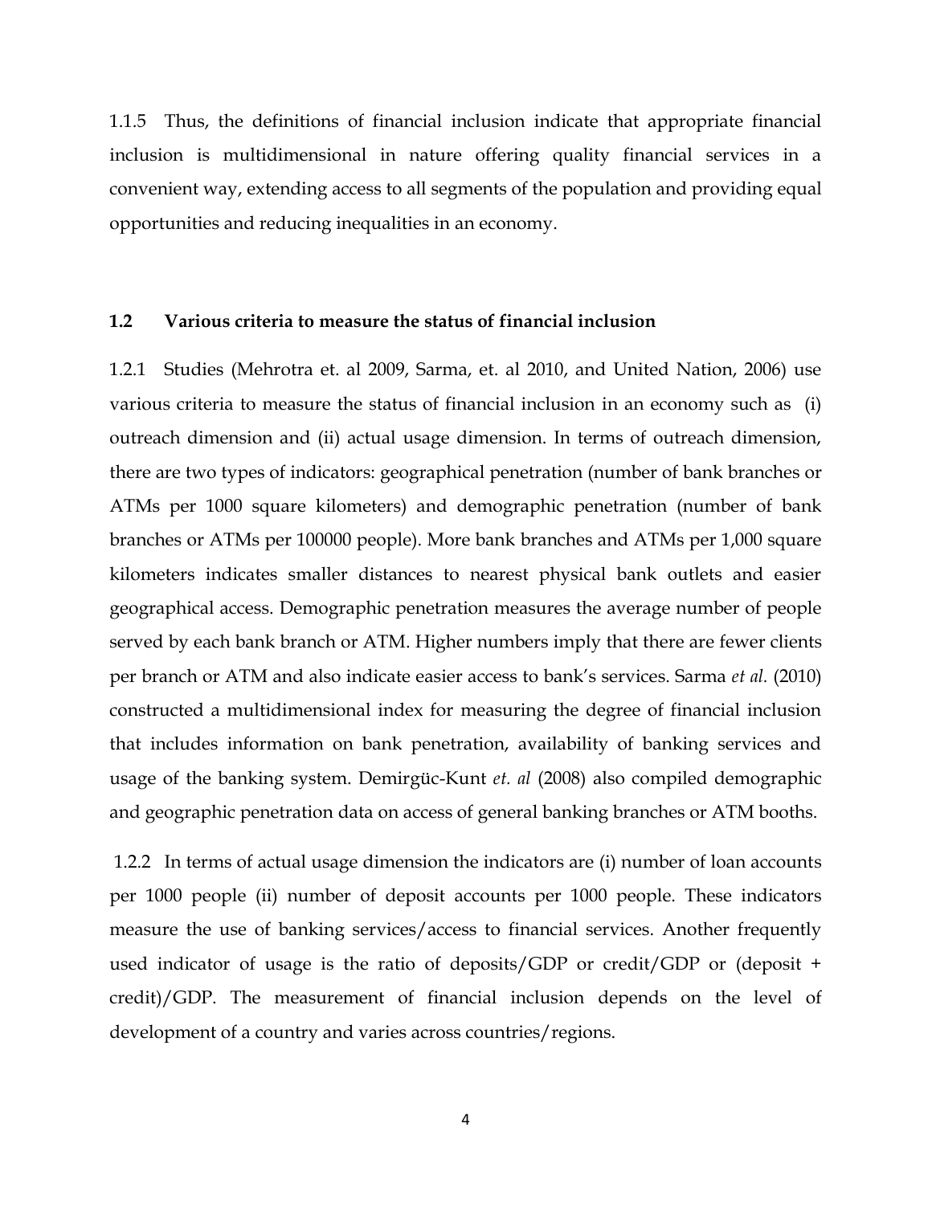1.1.5 Thus, the definitions of financial inclusion indicate that appropriate financial inclusion is multidimensional in nature offering quality financial services in a convenient way, extending access to all segments of the population and providing equal opportunities and reducing inequalities in an economy.

## 1.2 Various criteria to measure the status of financial inclusion

1.2.1 Studies (Mehrotra et. al 2009, Sarma, et. al 2010, and United Nation, 2006) use various criteria to measure the status of financial inclusion in an economy such as (i) outreach dimension and (ii) actual usage dimension. In terms of outreach dimension, there are two types of indicators: geographical penetration (number of bank branches or ATMs per 1000 square kilometers) and demographic penetration (number of bank branches or ATMs per 100000 people). More bank branches and ATMs per 1,000 square kilometers indicates smaller distances to nearest physical bank outlets and easier geographical access. Demographic penetration measures the average number of people served by each bank branch or ATM. Higher numbers imply that there are fewer clients per branch or ATM and also indicate easier access to bank's services. Sarma *et al.* (2010) constructed a multidimensional index for measuring the degree of financial inclusion that includes information on bank penetration, availability of banking services and usage of the banking system. Demirgüc-Kunt *et. al* (2008) also compiled demographic and geographic penetration data on access of general banking branches or ATM booths.

1.2.2 In terms of actual usage dimension the indicators are (i) number of loan accounts per 1000 people (ii) number of deposit accounts per 1000 people. These indicators measure the use of banking services/access to financial services. Another frequently used indicator of usage is the ratio of deposits/GDP or credit/GDP or (deposit + credit)/GDP. The measurement of financial inclusion depends on the level of development of a country and varies across countries/regions.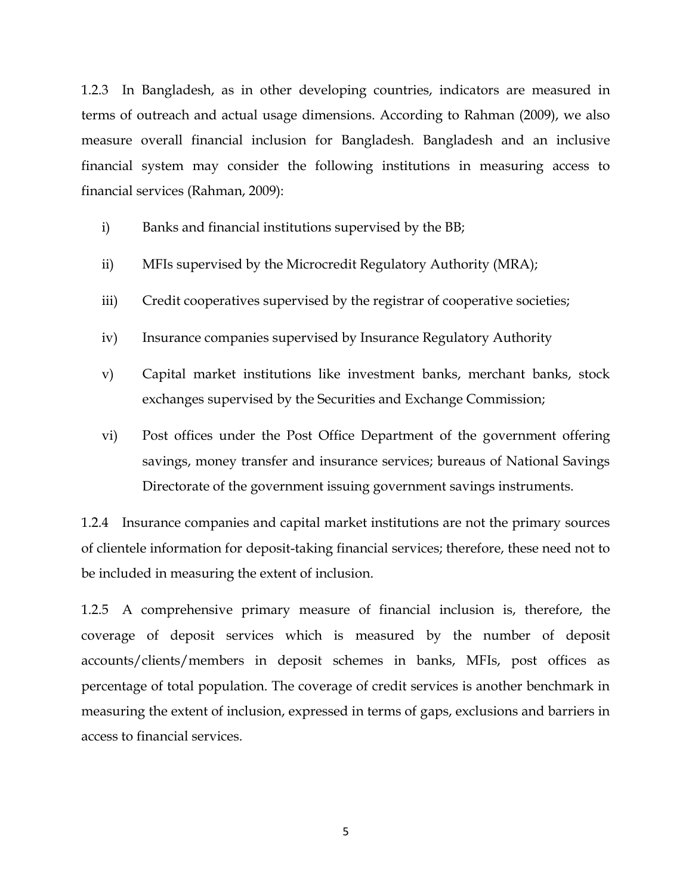1.2.3 In Bangladesh, as in other developing countries, indicators are measured in terms of outreach and actual usage dimensions. According to Rahman (2009), we also measure overall financial inclusion for Bangladesh. Bangladesh and an inclusive financial system may consider the following institutions in measuring access to financial services (Rahman, 2009):

i) Banks and financial institutions supervised by the BB;

ii) MFIs supervised by the Microcredit Regulatory Authority (MRA);

iii) Credit cooperatives supervised by the registrar of cooperative societies;

iv) Insurance companies supervised by Insurance Regulatory Authority

v) Capital market institutions like investment banks, merchant banks, stock exchanges supervised by the Securities and Exchange Commission;

vi) Post offices under the Post Office Department of the government offering savings, money transfer and insurance services; bureaus of National Savings Directorate of the government issuing government savings instruments.

1.2.4 Insurance companies and capital market institutions are not the primary sources of clientele information for deposit-taking financial services; therefore, these need not to be included in measuring the extent of inclusion.

1.2.5 A comprehensive primary measure of financial inclusion is, therefore, the coverage of deposit services which is measured by the number of deposit accounts/clients/members in deposit schemes in banks, MFIs, post offices as percentage of total population. The coverage of credit services is another benchmark in measuring the extent of inclusion, expressed in terms of gaps, exclusions and barriers in access to financial services.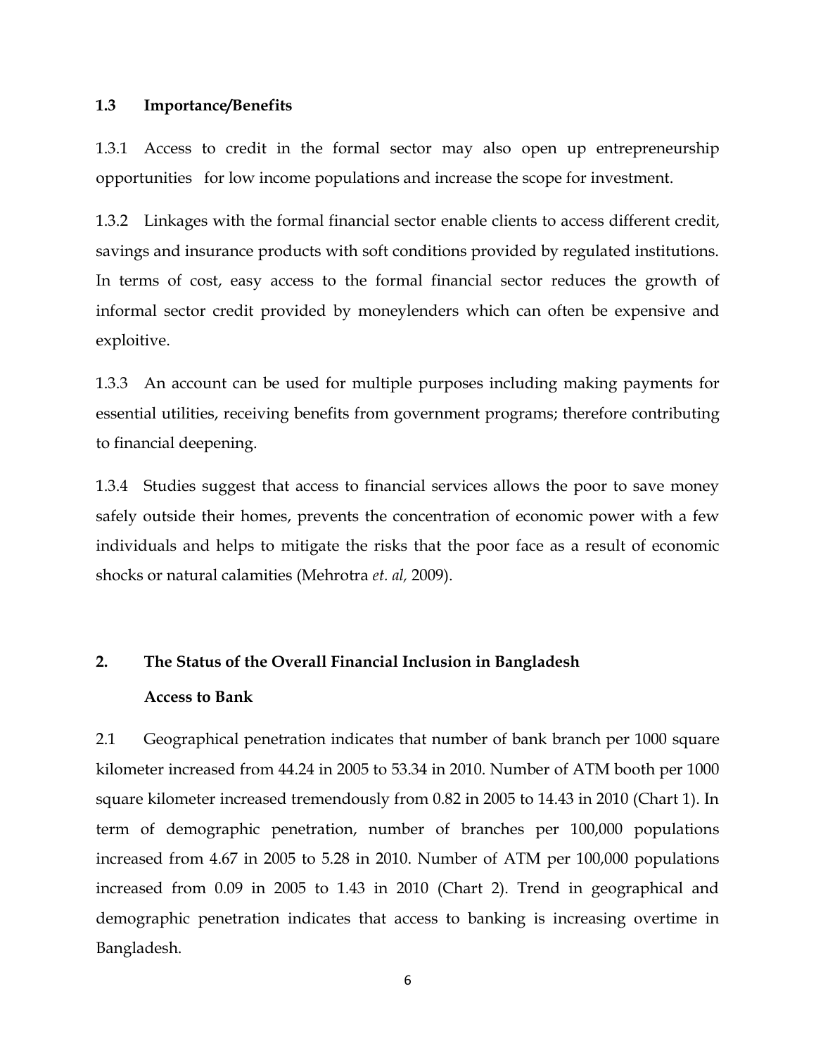### 1.3 Importance/Benefits

1.3.1 Access to credit in the formal sector may also open up entrepreneurship opportunities for low income populations and increase the scope for investment.

1.3.2 Linkages with the formal financial sector enable clients to access different credit, savings and insurance products with soft conditions provided by regulated institutions. In terms of cost, easy access to the formal financial sector reduces the growth of informal sector credit provided by moneylenders which can often be expensive and exploitive.

1.3.3 An account can be used for multiple purposes including making payments for essential utilities, receiving benefits from government programs; therefore contributing to financial deepening.

1.3.4 Studies suggest that access to financial services allows the poor to save money safely outside their homes, prevents the concentration of economic power with a few individuals and helps to mitigate the risks that the poor face as a result of economic shocks or natural calamities (Mehrotra *et. al,* 2009).

## 2. The Status of the Overall Financial Inclusion in Bangladesh

### Access to Bank

2.1 Geographical penetration indicates that number of bank branch per 1000 square kilometer increased from 44.24 in 2005 to 53.34 in 2010. Number of ATM booth per 1000 square kilometer increased tremendously from 0.82 in 2005 to 14.43 in 2010 (Chart 1). In term of demographic penetration, number of branches per 100,000 populations increased from 4.67 in 2005 to 5.28 in 2010. Number of ATM per 100,000 populations increased from 0.09 in 2005 to 1.43 in 2010 (Chart 2). Trend in geographical and demographic penetration indicates that access to banking is increasing overtime in Bangladesh.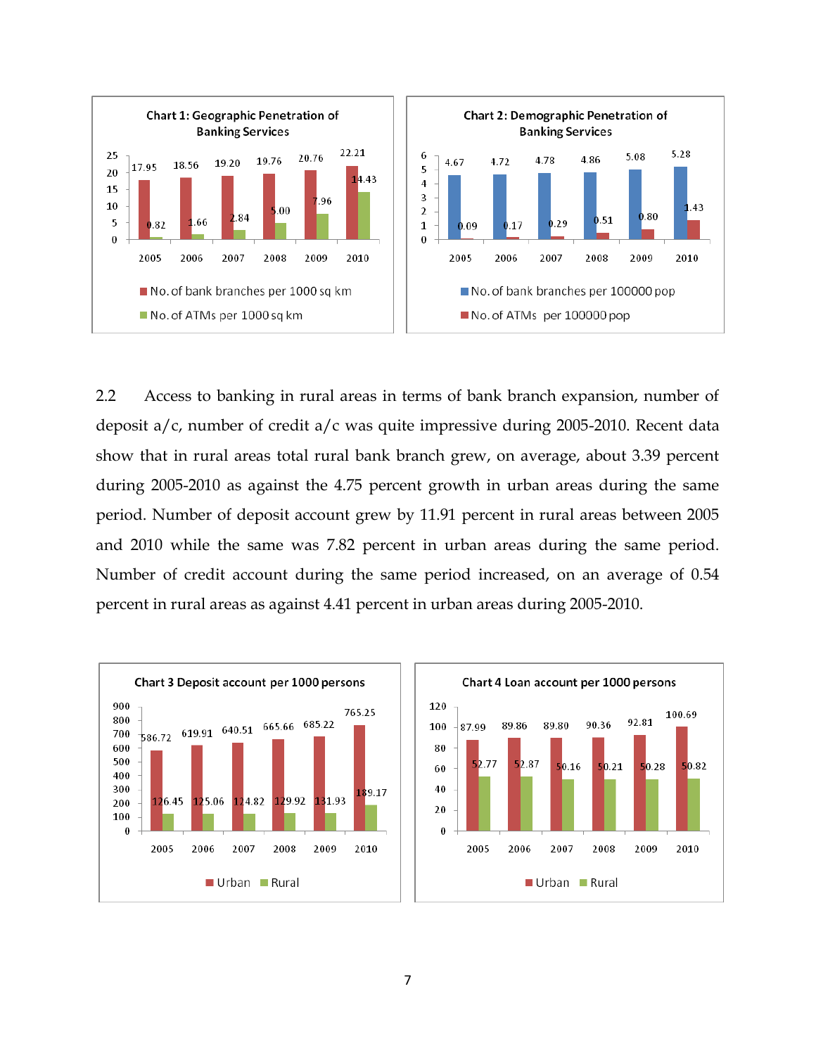**Chart 1: Geographic Penetration of Banking Services**

| Year | No. of bank branches per 1000 sq km | No. of ATMs per 1000 sq km |
|---|---|---|
| 2005 | 17.95 | 0.82 |
| 2006 | 18.56 | 1.66 |
| 2007 | 19.20 | 2.84 |
| 2008 | 19.76 | 5.00 |
| 2009 | 20.76 | 7.96 |
| 2010 | 22.21 | 14.43 |

**Chart 2: Demographic Penetration of Banking Services**

| Year | No. of bank branches per 100000 pop | No. of ATMs per 100000 pop |
|---|---|---|
| 2005 | 4.67 | 0.09 |
| 2006 | 4.72 | 0.17 |
| 2007 | 4.78 | 0.29 |
| 2008 | 4.86 | 0.51 |
| 2009 | 5.08 | 0.80 |
| 2010 | 5.28 | 1.43 |

2.2 Access to banking in rural areas in terms of bank branch expansion, number of deposit a/c, number of credit a/c was quite impressive during 2005-2010. Recent data show that in rural areas total rural bank branch grew, on average, about 3.39 percent during 2005-2010 as against the 4.75 percent growth in urban areas during the same period. Number of deposit account grew by 11.91 percent in rural areas between 2005 and 2010 while the same was 7.82 percent in urban areas during the same period. Number of credit account during the same period increased, on an average of 0.54 percent in rural areas as against 4.41 percent in urban areas during 2005-2010.

**Chart 3 Deposit account per 1000 persons**

| Year | Urban | Rural |
|---|---|---|
| 2005 | 586.72 | 126.45 |
| 2006 | 619.91 | 125.06 |
| 2007 | 640.51 | 124.82 |
| 2008 | 665.66 | 129.92 |
| 2009 | 685.22 | 131.93 |
| 2010 | 765.25 | 189.17 |

**Chart 4 Loan account per 1000 persons**

| Year | Urban | Rural |
|---|---|---|
| 2005 | 87.99 | 52.77 |
| 2006 | 89.86 | 52.87 |
| 2007 | 89.80 | 50.16 |
| 2008 | 90.36 | 50.21 |
| 2009 | 92.81 | 50.28 |
| 2010 | 100.69 | 50.82 |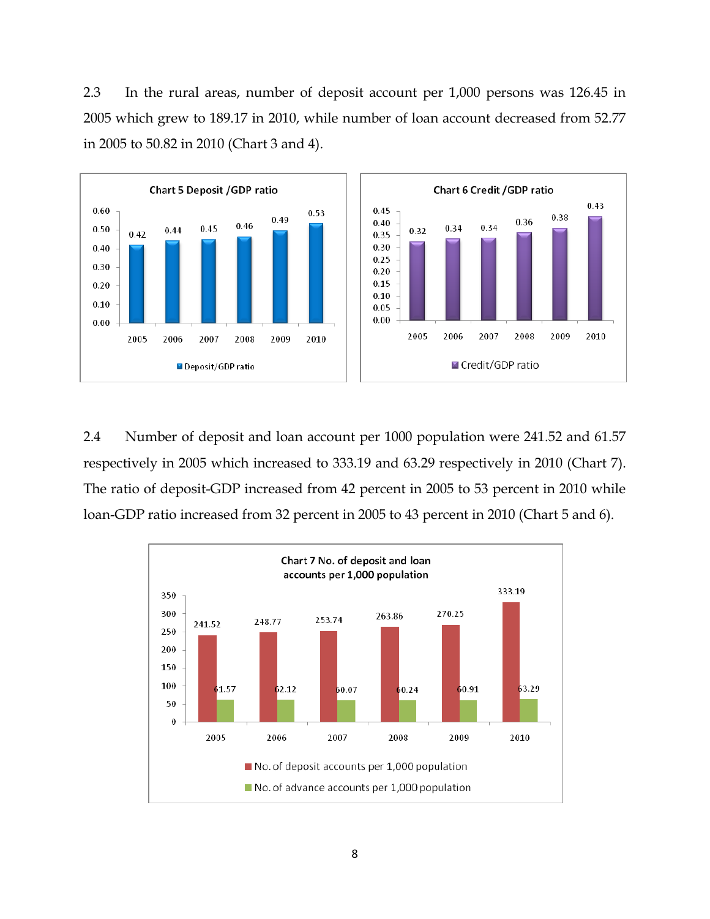2.3 In the rural areas, number of deposit account per 1,000 persons was 126.45 in 2005 which grew to 189.17 in 2010, while number of loan account decreased from 52.77 in 2005 to 50.82 in 2010 (Chart 3 and 4).

**Chart 5 Deposit /GDP ratio**

| Year | Deposit/GDP ratio |
|---|---|
| 2005 | 0.42 |
| 2006 | 0.44 |
| 2007 | 0.45 |
| 2008 | 0.46 |
| 2009 | 0.49 |
| 2010 | 0.53 |

**Chart 6 Credit /GDP ratio**

| Year | Credit/GDP ratio |
|---|---|
| 2005 | 0.32 |
| 2006 | 0.34 |
| 2007 | 0.34 |
| 2008 | 0.36 |
| 2009 | 0.38 |
| 2010 | 0.43 |

2.4 Number of deposit and loan account per 1000 population were 241.52 and 61.57 respectively in 2005 which increased to 333.19 and 63.29 respectively in 2010 (Chart 7). The ratio of deposit-GDP increased from 42 percent in 2005 to 53 percent in 2010 while loan-GDP ratio increased from 32 percent in 2005 to 43 percent in 2010 (Chart 5 and 6).

**Chart 7 No. of deposit and loan accounts per 1,000 population**

| Year | No. of deposit accounts per 1,000 population | No. of advance accounts per 1,000 population |
|---|---|---|
| 2005 | 241.52 | 61.57 |
| 2006 | 248.77 | 62.12 |
| 2007 | 253.74 | 60.07 |
| 2008 | 263.86 | 60.24 |
| 2009 | 270.25 | 60.91 |
| 2010 | 333.19 | 63.29 |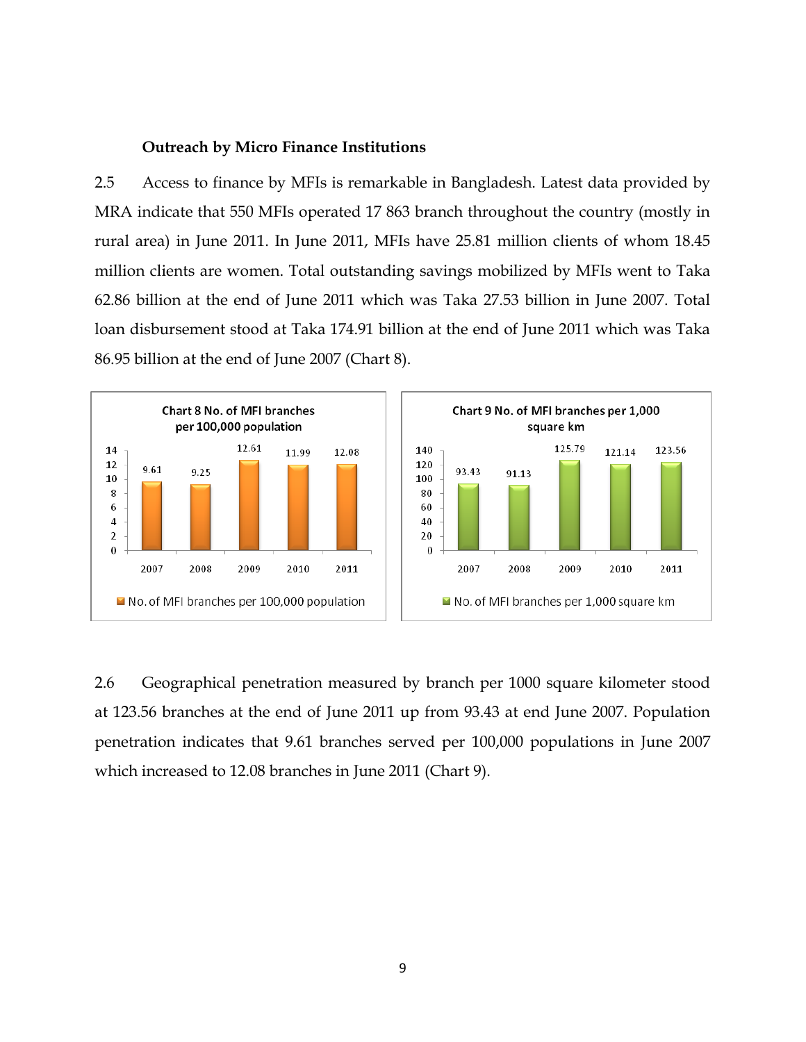**Outreach by Micro Finance Institutions**

2.5 Access to finance by MFIs is remarkable in Bangladesh. Latest data provided by MRA indicate that 550 MFIs operated 17 863 branch throughout the country (mostly in rural area) in June 2011. In June 2011, MFIs have 25.81 million clients of whom 18.45 million clients are women. Total outstanding savings mobilized by MFIs went to Taka 62.86 billion at the end of June 2011 which was Taka 27.53 billion in June 2007. Total loan disbursement stood at Taka 174.91 billion at the end of June 2011 which was Taka 86.95 billion at the end of June 2007 (Chart 8).

**Chart 8 No. of MFI branches per 100,000 population**

| Year | No. of MFI branches per 100,000 population |
|---|---|
| 2007 | 9.61 |
| 2008 | 9.25 |
| 2009 | 12.61 |
| 2010 | 11.99 |
| 2011 | 12.08 |

**Chart 9 No. of MFI branches per 1,000 square km**

| Year | No. of MFI branches per 1,000 square km |
|---|---|
| 2007 | 93.43 |
| 2008 | 91.13 |
| 2009 | 125.79 |
| 2010 | 121.14 |
| 2011 | 123.56 |

2.6 Geographical penetration measured by branch per 1000 square kilometer stood at 123.56 branches at the end of June 2011 up from 93.43 at end June 2007. Population penetration indicates that 9.61 branches served per 100,000 populations in June 2007 which increased to 12.08 branches in June 2011 (Chart 9).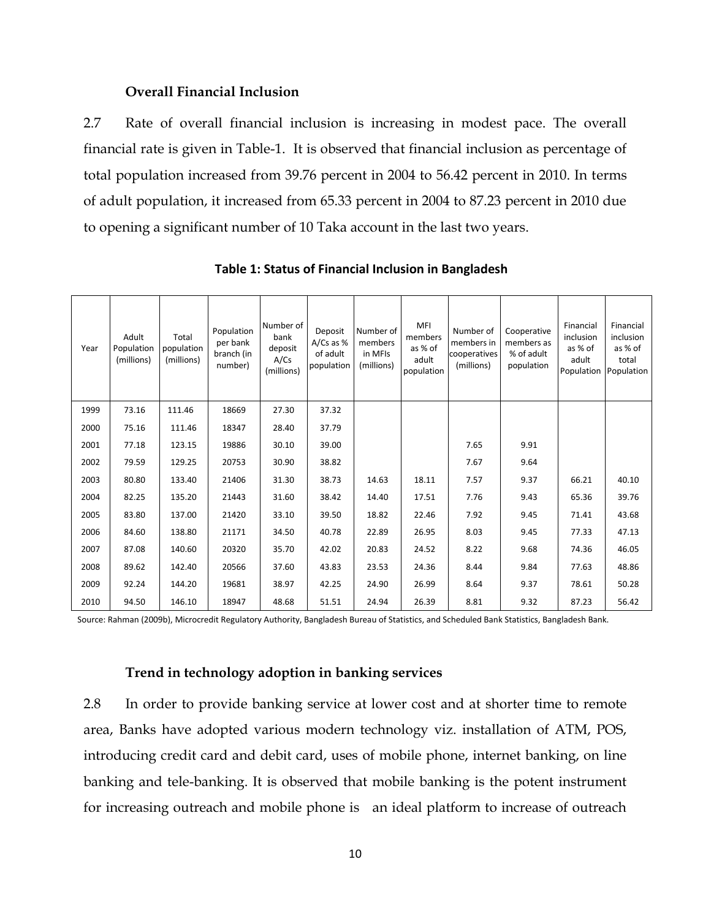**Overall Financial Inclusion**

2.7 Rate of overall financial inclusion is increasing in modest pace. The overall financial rate is given in Table-1. It is observed that financial inclusion as percentage of total population increased from 39.76 percent in 2004 to 56.42 percent in 2010. In terms of adult population, it increased from 65.33 percent in 2004 to 87.23 percent in 2010 due to opening a significant number of 10 Taka account in the last two years.

**Table 1: Status of Financial Inclusion in Bangladesh**

| Year | Adult Population (millions) | Total population (millions) | Population per bank branch (in number) | Number of bank deposit A/Cs (millions) | Deposit A/Cs as % of adult population | Number of members in MFIs (millions) | MFI members as % of adult population | Number of members in cooperatives (millions) | Cooperative members as % of adult population | Financial inclusion as % of adult Population | Financial inclusion as % of total Population |
|---|---|---|---|---|---|---|---|---|---|---|---|
| 1999 | 73.16 | 111.46 | 18669 | 27.30 | 37.32 | | | | | | |
| 2000 | 75.16 | 111.46 | 18347 | 28.40 | 37.79 | | | | | | |
| 2001 | 77.18 | 123.15 | 19886 | 30.10 | 39.00 | | | 7.65 | 9.91 | | |
| 2002 | 79.59 | 129.25 | 20753 | 30.90 | 38.82 | | | 7.67 | 9.64 | | |
| 2003 | 80.80 | 133.40 | 21406 | 31.30 | 38.73 | 14.63 | 18.11 | 7.57 | 9.37 | 66.21 | 40.10 |
| 2004 | 82.25 | 135.20 | 21443 | 31.60 | 38.42 | 14.40 | 17.51 | 7.76 | 9.43 | 65.36 | 39.76 |
| 2005 | 83.80 | 137.00 | 21420 | 33.10 | 39.50 | 18.82 | 22.46 | 7.92 | 9.45 | 71.41 | 43.68 |
| 2006 | 84.60 | 138.80 | 21171 | 34.50 | 40.78 | 22.89 | 26.95 | 8.03 | 9.45 | 77.33 | 47.13 |
| 2007 | 87.08 | 140.60 | 20320 | 35.70 | 42.02 | 20.83 | 24.52 | 8.22 | 9.68 | 74.36 | 46.05 |
| 2008 | 89.62 | 142.40 | 20566 | 37.60 | 43.83 | 23.53 | 24.36 | 8.44 | 9.84 | 77.63 | 48.86 |
| 2009 | 92.24 | 144.20 | 19681 | 38.97 | 42.25 | 24.90 | 26.99 | 8.64 | 9.37 | 78.61 | 50.28 |
| 2010 | 94.50 | 146.10 | 18947 | 48.68 | 51.51 | 24.94 | 26.39 | 8.81 | 9.32 | 87.23 | 56.42 |

Source: Rahman (2009b), Microcredit Regulatory Authority, Bangladesh Bureau of Statistics, and Scheduled Bank Statistics, Bangladesh Bank.

**Trend in technology adoption in banking services**

2.8 In order to provide banking service at lower cost and at shorter time to remote area, Banks have adopted various modern technology viz. installation of ATM, POS, introducing credit card and debit card, uses of mobile phone, internet banking, on line banking and tele-banking. It is observed that mobile banking is the potent instrument for increasing outreach and mobile phone is an ideal platform to increase of outreach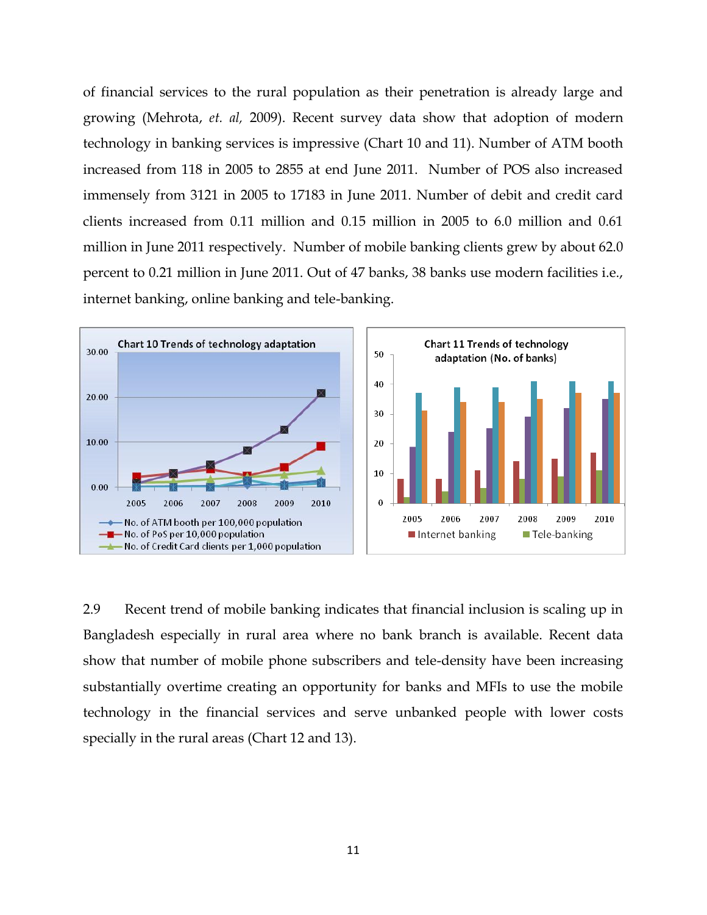of financial services to the rural population as their penetration is already large and growing (Mehrota, *et. al*, 2009). Recent survey data show that adoption of modern technology in banking services is impressive (Chart 10 and 11). Number of ATM booth increased from 118 in 2005 to 2855 at end June 2011. Number of POS also increased immensely from 3121 in 2005 to 17183 in June 2011. Number of debit and credit card clients increased from 0.11 million and 0.15 million in 2005 to 6.0 million and 0.61 million in June 2011 respectively. Number of mobile banking clients grew by about 62.0 percent to 0.21 million in June 2011. Out of 47 banks, 38 banks use modern facilities i.e., internet banking, online banking and tele-banking.

Chart 10 Trends of technology adaptation

Chart 11 Trends of technology adaptation (No. of banks)

2.9 Recent trend of mobile banking indicates that financial inclusion is scaling up in Bangladesh especially in rural area where no bank branch is available. Recent data show that number of mobile phone subscribers and tele-density have been increasing substantially overtime creating an opportunity for banks and MFIs to use the mobile technology in the financial services and serve unbanked people with lower costs specially in the rural areas (Chart 12 and 13).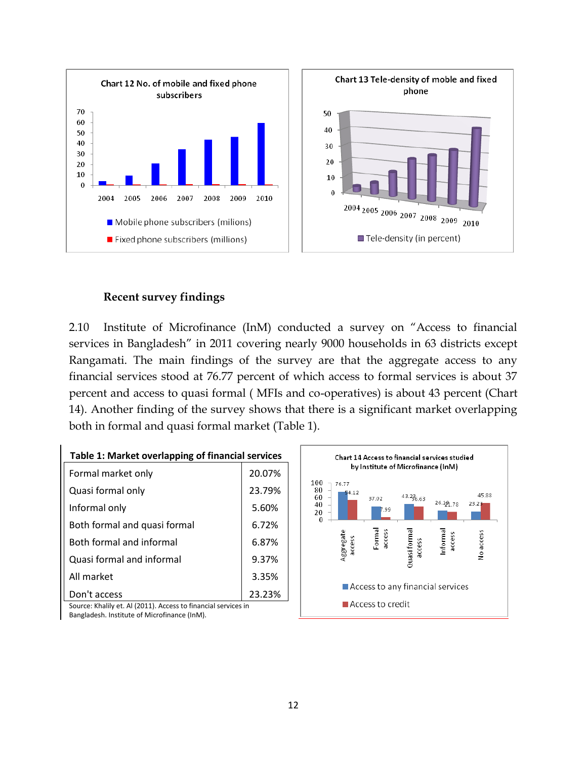Chart 12 No. of mobile and fixed phone subscribers

Chart 13 Tele-density of moble and fixed phone

### Recent survey findings

2.10 Institute of Microfinance (InM) conducted a survey on "Access to financial services in Bangladesh" in 2011 covering nearly 9000 households in 63 districts except Rangamati. The main findings of the survey are that the aggregate access to any financial services stood at 76.77 percent of which access to formal services is about 37 percent and access to quasi formal ( MFIs and co-operatives) is about 43 percent (Chart 14). Another finding of the survey shows that there is a significant market overlapping both in formal and quasi formal market (Table 1).

**Table 1: Market overlapping of financial services**

| | |
|---|---|
| Formal market only | 20.07% |
| Quasi formal only | 23.79% |
| Informal only | 5.60% |
| Both formal and quasi formal | 6.72% |
| Both formal and informal | 6.87% |
| Quasi formal and informal | 9.37% |
| All market | 3.35% |
| Don't access | 23.23% |

Source: Khalily et. Al (2011). Access to financial services in Bangladesh. Institute of Microfinance (InM).

Chart 14 Access to financial services studied by Institute of Microfinance (InM)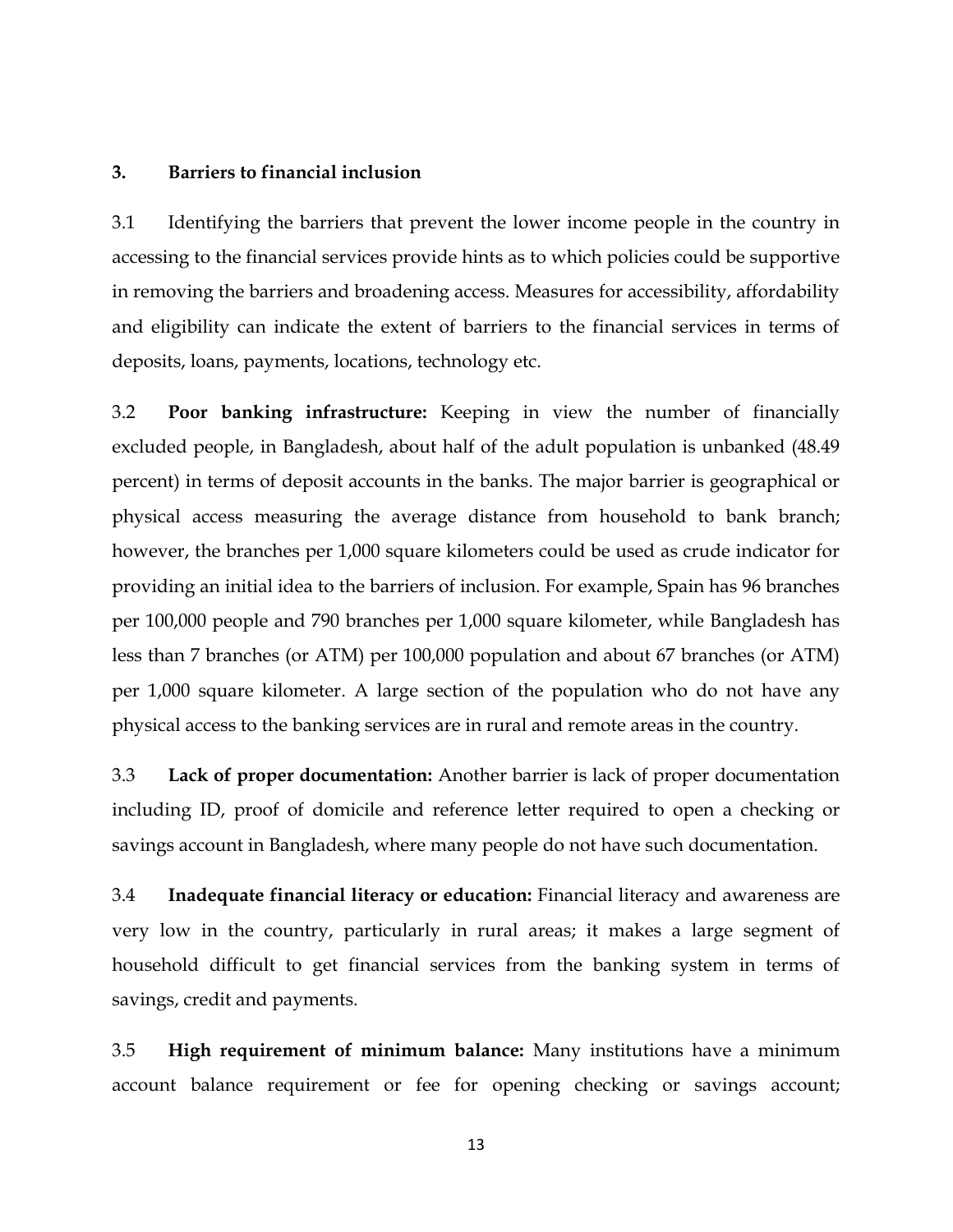## 3. Barriers to financial inclusion

3.1 Identifying the barriers that prevent the lower income people in the country in accessing to the financial services provide hints as to which policies could be supportive in removing the barriers and broadening access. Measures for accessibility, affordability and eligibility can indicate the extent of barriers to the financial services in terms of deposits, loans, payments, locations, technology etc.

3.2 **Poor banking infrastructure:** Keeping in view the number of financially excluded people, in Bangladesh, about half of the adult population is unbanked (48.49 percent) in terms of deposit accounts in the banks. The major barrier is geographical or physical access measuring the average distance from household to bank branch; however, the branches per 1,000 square kilometers could be used as crude indicator for providing an initial idea to the barriers of inclusion. For example, Spain has 96 branches per 100,000 people and 790 branches per 1,000 square kilometer, while Bangladesh has less than 7 branches (or ATM) per 100,000 population and about 67 branches (or ATM) per 1,000 square kilometer. A large section of the population who do not have any physical access to the banking services are in rural and remote areas in the country.

3.3 **Lack of proper documentation:** Another barrier is lack of proper documentation including ID, proof of domicile and reference letter required to open a checking or savings account in Bangladesh, where many people do not have such documentation.

3.4 **Inadequate financial literacy or education:** Financial literacy and awareness are very low in the country, particularly in rural areas; it makes a large segment of household difficult to get financial services from the banking system in terms of savings, credit and payments.

3.5 **High requirement of minimum balance:** Many institutions have a minimum account balance requirement or fee for opening checking or savings account;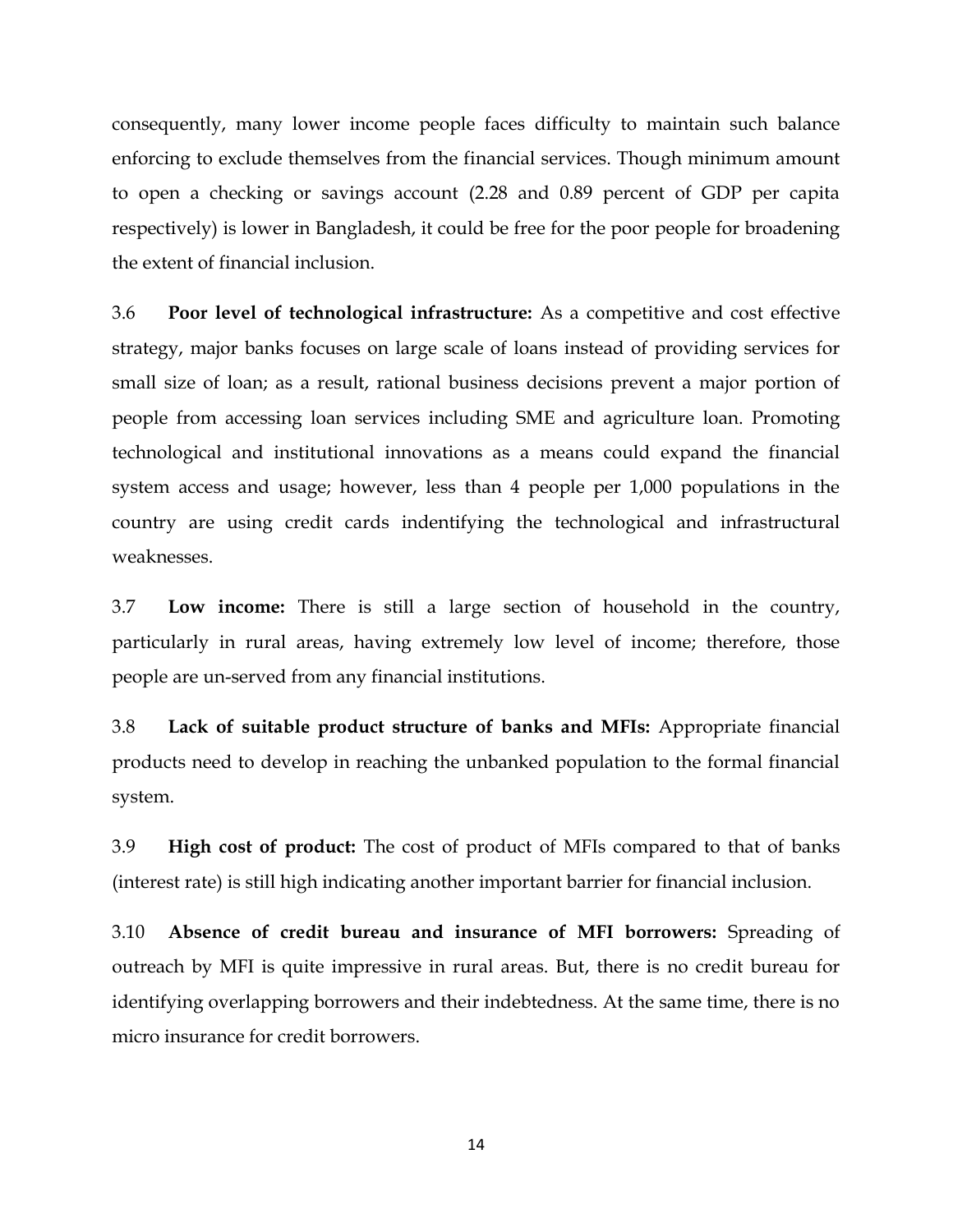consequently, many lower income people faces difficulty to maintain such balance enforcing to exclude themselves from the financial services. Though minimum amount to open a checking or savings account (2.28 and 0.89 percent of GDP per capita respectively) is lower in Bangladesh, it could be free for the poor people for broadening the extent of financial inclusion.

3.6 **Poor level of technological infrastructure:** As a competitive and cost effective strategy, major banks focuses on large scale of loans instead of providing services for small size of loan; as a result, rational business decisions prevent a major portion of people from accessing loan services including SME and agriculture loan. Promoting technological and institutional innovations as a means could expand the financial system access and usage; however, less than 4 people per 1,000 populations in the country are using credit cards indentifying the technological and infrastructural weaknesses.

3.7 **Low income:** There is still a large section of household in the country, particularly in rural areas, having extremely low level of income; therefore, those people are un-served from any financial institutions.

3.8 **Lack of suitable product structure of banks and MFIs:** Appropriate financial products need to develop in reaching the unbanked population to the formal financial system.

3.9 **High cost of product:** The cost of product of MFIs compared to that of banks (interest rate) is still high indicating another important barrier for financial inclusion.

3.10 **Absence of credit bureau and insurance of MFI borrowers:** Spreading of outreach by MFI is quite impressive in rural areas. But, there is no credit bureau for identifying overlapping borrowers and their indebtedness. At the same time, there is no micro insurance for credit borrowers.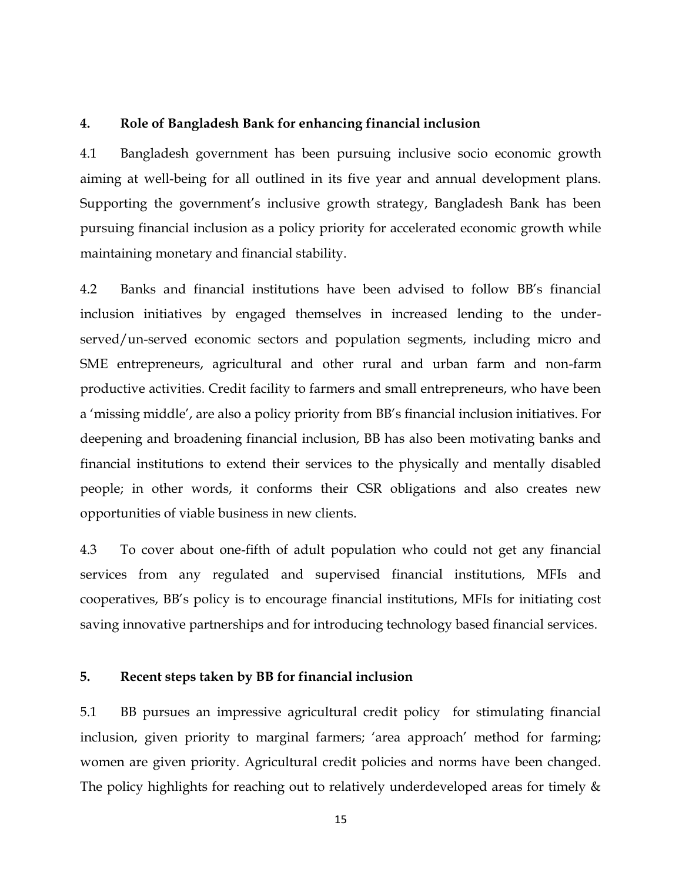## 4. Role of Bangladesh Bank for enhancing financial inclusion

4.1 Bangladesh government has been pursuing inclusive socio economic growth aiming at well-being for all outlined in its five year and annual development plans. Supporting the government's inclusive growth strategy, Bangladesh Bank has been pursuing financial inclusion as a policy priority for accelerated economic growth while maintaining monetary and financial stability.

4.2 Banks and financial institutions have been advised to follow BB's financial inclusion initiatives by engaged themselves in increased lending to the under-served/un-served economic sectors and population segments, including micro and SME entrepreneurs, agricultural and other rural and urban farm and non-farm productive activities. Credit facility to farmers and small entrepreneurs, who have been a 'missing middle', are also a policy priority from BB's financial inclusion initiatives. For deepening and broadening financial inclusion, BB has also been motivating banks and financial institutions to extend their services to the physically and mentally disabled people; in other words, it conforms their CSR obligations and also creates new opportunities of viable business in new clients.

4.3 To cover about one-fifth of adult population who could not get any financial services from any regulated and supervised financial institutions, MFIs and cooperatives, BB's policy is to encourage financial institutions, MFIs for initiating cost saving innovative partnerships and for introducing technology based financial services.

## 5. Recent steps taken by BB for financial inclusion

5.1 BB pursues an impressive agricultural credit policy for stimulating financial inclusion, given priority to marginal farmers; 'area approach' method for farming; women are given priority. Agricultural credit policies and norms have been changed. The policy highlights for reaching out to relatively underdeveloped areas for timely &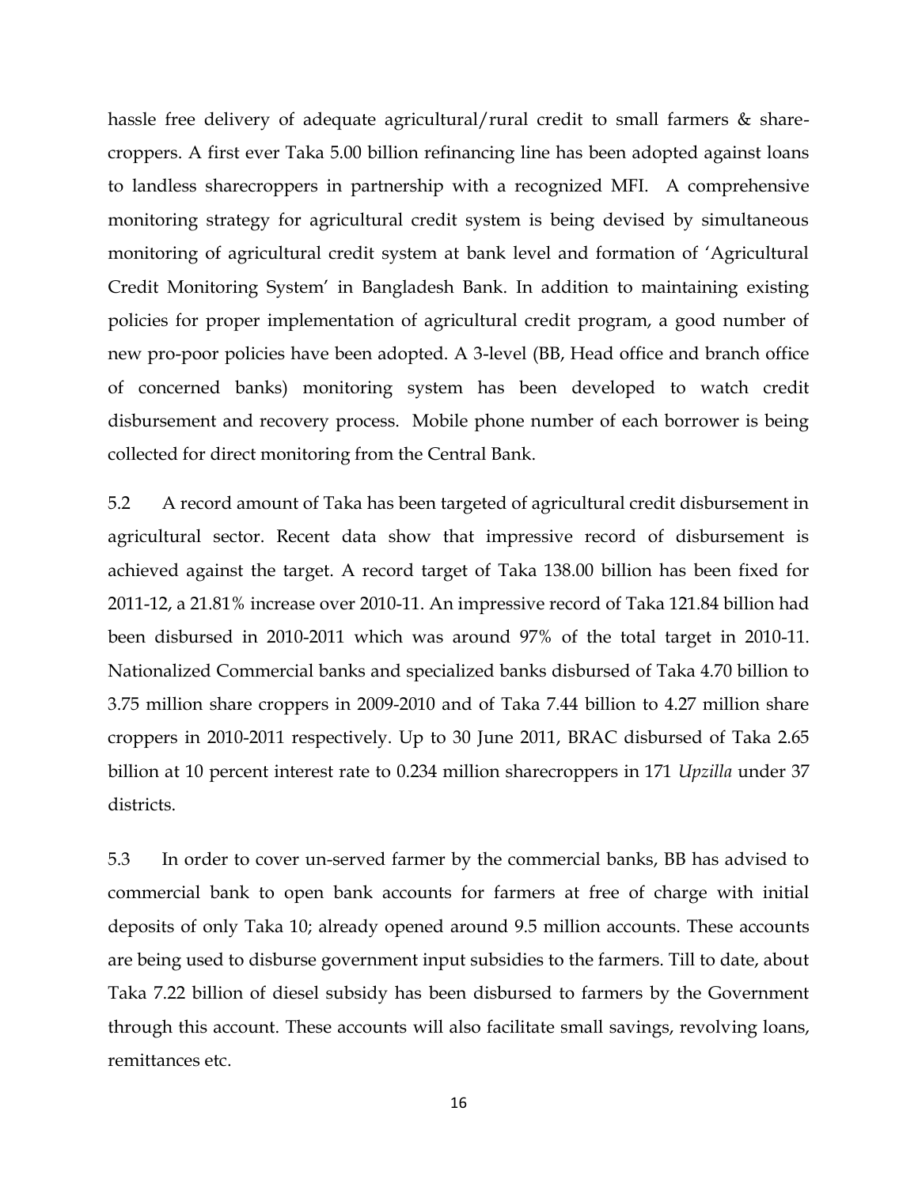hassle free delivery of adequate agricultural/rural credit to small farmers & share-croppers. A first ever Taka 5.00 billion refinancing line has been adopted against loans to landless sharecroppers in partnership with a recognized MFI. A comprehensive monitoring strategy for agricultural credit system is being devised by simultaneous monitoring of agricultural credit system at bank level and formation of 'Agricultural Credit Monitoring System' in Bangladesh Bank. In addition to maintaining existing policies for proper implementation of agricultural credit program, a good number of new pro-poor policies have been adopted. A 3-level (BB, Head office and branch office of concerned banks) monitoring system has been developed to watch credit disbursement and recovery process. Mobile phone number of each borrower is being collected for direct monitoring from the Central Bank.

5.2 A record amount of Taka has been targeted of agricultural credit disbursement in agricultural sector. Recent data show that impressive record of disbursement is achieved against the target. A record target of Taka 138.00 billion has been fixed for 2011-12, a 21.81% increase over 2010-11. An impressive record of Taka 121.84 billion had been disbursed in 2010-2011 which was around 97% of the total target in 2010-11. Nationalized Commercial banks and specialized banks disbursed of Taka 4.70 billion to 3.75 million share croppers in 2009-2010 and of Taka 7.44 billion to 4.27 million share croppers in 2010-2011 respectively. Up to 30 June 2011, BRAC disbursed of Taka 2.65 billion at 10 percent interest rate to 0.234 million sharecroppers in 171 *Upzilla* under 37 districts.

5.3 In order to cover un-served farmer by the commercial banks, BB has advised to commercial bank to open bank accounts for farmers at free of charge with initial deposits of only Taka 10; already opened around 9.5 million accounts. These accounts are being used to disburse government input subsidies to the farmers. Till to date, about Taka 7.22 billion of diesel subsidy has been disbursed to farmers by the Government through this account. These accounts will also facilitate small savings, revolving loans, remittances etc.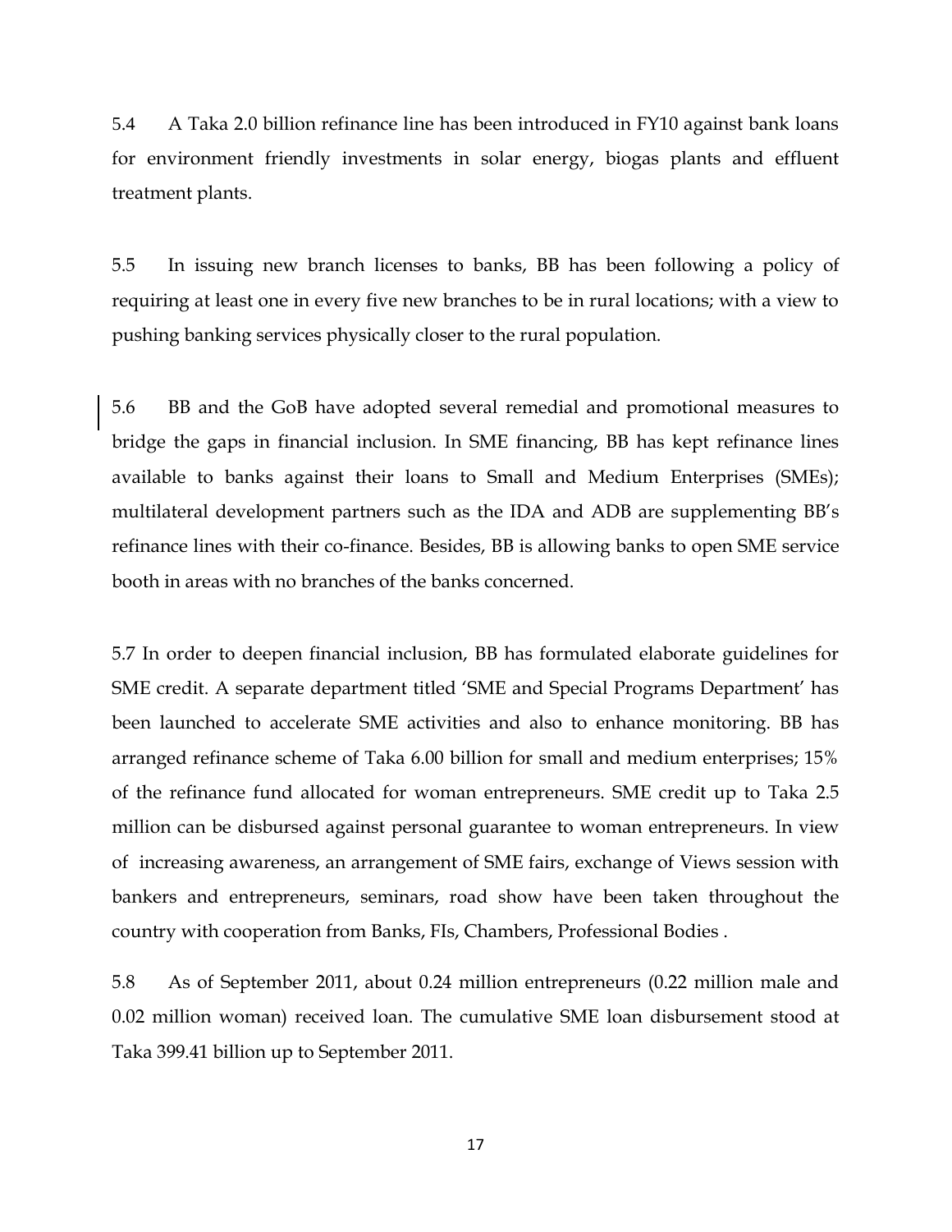5.4 A Taka 2.0 billion refinance line has been introduced in FY10 against bank loans for environment friendly investments in solar energy, biogas plants and effluent treatment plants.

5.5 In issuing new branch licenses to banks, BB has been following a policy of requiring at least one in every five new branches to be in rural locations; with a view to pushing banking services physically closer to the rural population.

5.6 BB and the GoB have adopted several remedial and promotional measures to bridge the gaps in financial inclusion. In SME financing, BB has kept refinance lines available to banks against their loans to Small and Medium Enterprises (SMEs); multilateral development partners such as the IDA and ADB are supplementing BB's refinance lines with their co-finance. Besides, BB is allowing banks to open SME service booth in areas with no branches of the banks concerned.

5.7 In order to deepen financial inclusion, BB has formulated elaborate guidelines for SME credit. A separate department titled 'SME and Special Programs Department' has been launched to accelerate SME activities and also to enhance monitoring. BB has arranged refinance scheme of Taka 6.00 billion for small and medium enterprises; 15% of the refinance fund allocated for woman entrepreneurs. SME credit up to Taka 2.5 million can be disbursed against personal guarantee to woman entrepreneurs. In view of increasing awareness, an arrangement of SME fairs, exchange of Views session with bankers and entrepreneurs, seminars, road show have been taken throughout the country with cooperation from Banks, FIs, Chambers, Professional Bodies .

5.8 As of September 2011, about 0.24 million entrepreneurs (0.22 million male and 0.02 million woman) received loan. The cumulative SME loan disbursement stood at Taka 399.41 billion up to September 2011.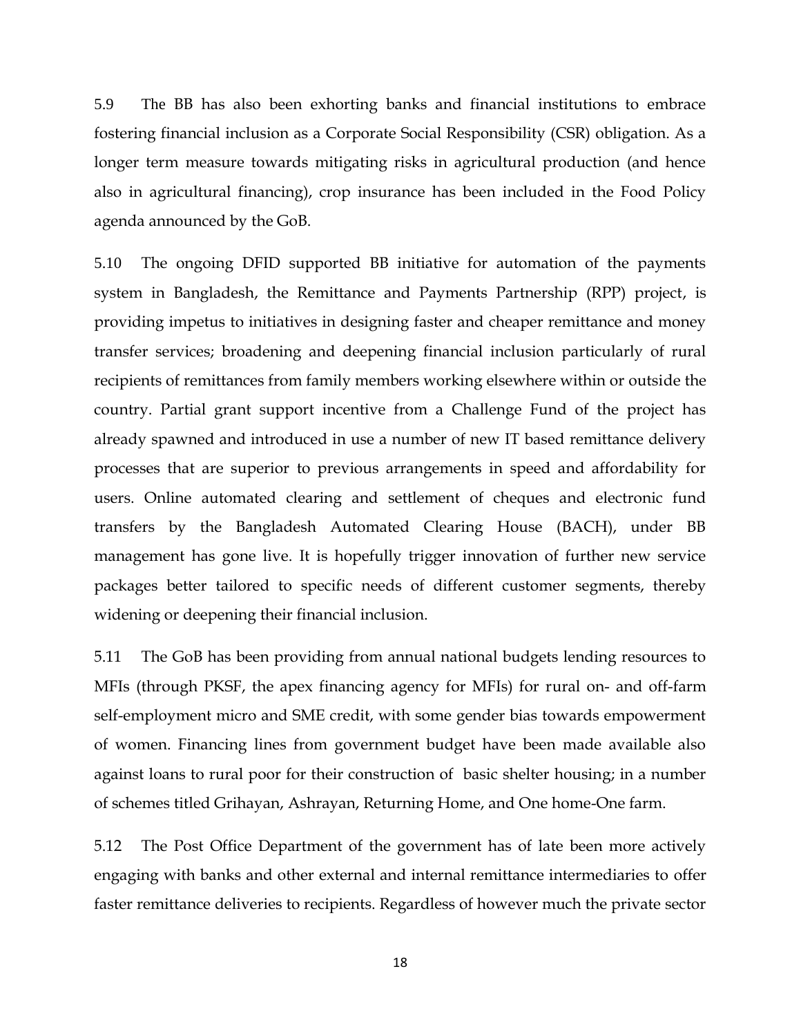5.9 The BB has also been exhorting banks and financial institutions to embrace fostering financial inclusion as a Corporate Social Responsibility (CSR) obligation. As a longer term measure towards mitigating risks in agricultural production (and hence also in agricultural financing), crop insurance has been included in the Food Policy agenda announced by the GoB.

5.10 The ongoing DFID supported BB initiative for automation of the payments system in Bangladesh, the Remittance and Payments Partnership (RPP) project, is providing impetus to initiatives in designing faster and cheaper remittance and money transfer services; broadening and deepening financial inclusion particularly of rural recipients of remittances from family members working elsewhere within or outside the country. Partial grant support incentive from a Challenge Fund of the project has already spawned and introduced in use a number of new IT based remittance delivery processes that are superior to previous arrangements in speed and affordability for users. Online automated clearing and settlement of cheques and electronic fund transfers by the Bangladesh Automated Clearing House (BACH), under BB management has gone live. It is hopefully trigger innovation of further new service packages better tailored to specific needs of different customer segments, thereby widening or deepening their financial inclusion.

5.11 The GoB has been providing from annual national budgets lending resources to MFIs (through PKSF, the apex financing agency for MFIs) for rural on- and off-farm self-employment micro and SME credit, with some gender bias towards empowerment of women. Financing lines from government budget have been made available also against loans to rural poor for their construction of basic shelter housing; in a number of schemes titled Grihayan, Ashrayan, Returning Home, and One home-One farm.

5.12 The Post Office Department of the government has of late been more actively engaging with banks and other external and internal remittance intermediaries to offer faster remittance deliveries to recipients. Regardless of however much the private sector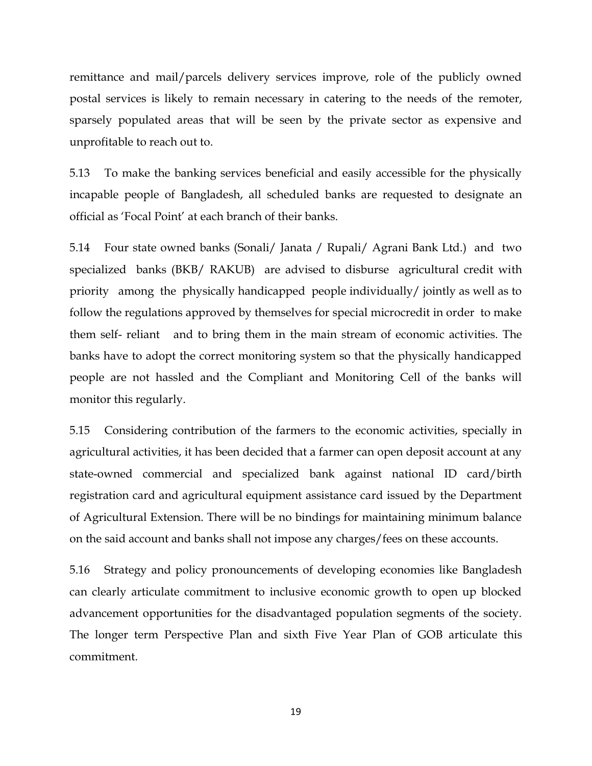remittance and mail/parcels delivery services improve, role of the publicly owned postal services is likely to remain necessary in catering to the needs of the remoter, sparsely populated areas that will be seen by the private sector as expensive and unprofitable to reach out to.

5.13 To make the banking services beneficial and easily accessible for the physically incapable people of Bangladesh, all scheduled banks are requested to designate an official as 'Focal Point' at each branch of their banks.

5.14 Four state owned banks (Sonali/ Janata / Rupali/ Agrani Bank Ltd.) and two specialized banks (BKB/ RAKUB) are advised to disburse agricultural credit with priority among the physically handicapped people individually/ jointly as well as to follow the regulations approved by themselves for special microcredit in order to make them self- reliant and to bring them in the main stream of economic activities. The banks have to adopt the correct monitoring system so that the physically handicapped people are not hassled and the Compliant and Monitoring Cell of the banks will monitor this regularly.

5.15 Considering contribution of the farmers to the economic activities, specially in agricultural activities, it has been decided that a farmer can open deposit account at any state-owned commercial and specialized bank against national ID card/birth registration card and agricultural equipment assistance card issued by the Department of Agricultural Extension. There will be no bindings for maintaining minimum balance on the said account and banks shall not impose any charges/fees on these accounts.

5.16 Strategy and policy pronouncements of developing economies like Bangladesh can clearly articulate commitment to inclusive economic growth to open up blocked advancement opportunities for the disadvantaged population segments of the society. The longer term Perspective Plan and sixth Five Year Plan of GOB articulate this commitment.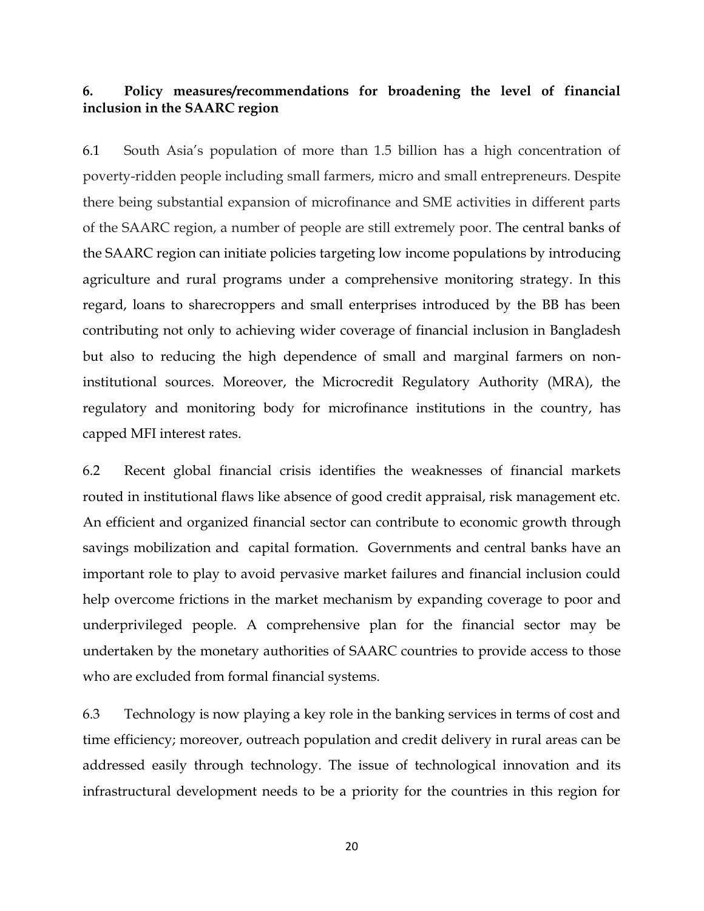## 6. Policy measures/recommendations for broadening the level of financial inclusion in the SAARC region

6.1 South Asia's population of more than 1.5 billion has a high concentration of poverty-ridden people including small farmers, micro and small entrepreneurs. Despite there being substantial expansion of microfinance and SME activities in different parts of the SAARC region, a number of people are still extremely poor. The central banks of the SAARC region can initiate policies targeting low income populations by introducing agriculture and rural programs under a comprehensive monitoring strategy. In this regard, loans to sharecroppers and small enterprises introduced by the BB has been contributing not only to achieving wider coverage of financial inclusion in Bangladesh but also to reducing the high dependence of small and marginal farmers on non-institutional sources. Moreover, the Microcredit Regulatory Authority (MRA), the regulatory and monitoring body for microfinance institutions in the country, has capped MFI interest rates.

6.2 Recent global financial crisis identifies the weaknesses of financial markets routed in institutional flaws like absence of good credit appraisal, risk management etc. An efficient and organized financial sector can contribute to economic growth through savings mobilization and capital formation. Governments and central banks have an important role to play to avoid pervasive market failures and financial inclusion could help overcome frictions in the market mechanism by expanding coverage to poor and underprivileged people. A comprehensive plan for the financial sector may be undertaken by the monetary authorities of SAARC countries to provide access to those who are excluded from formal financial systems.

6.3 Technology is now playing a key role in the banking services in terms of cost and time efficiency; moreover, outreach population and credit delivery in rural areas can be addressed easily through technology. The issue of technological innovation and its infrastructural development needs to be a priority for the countries in this region for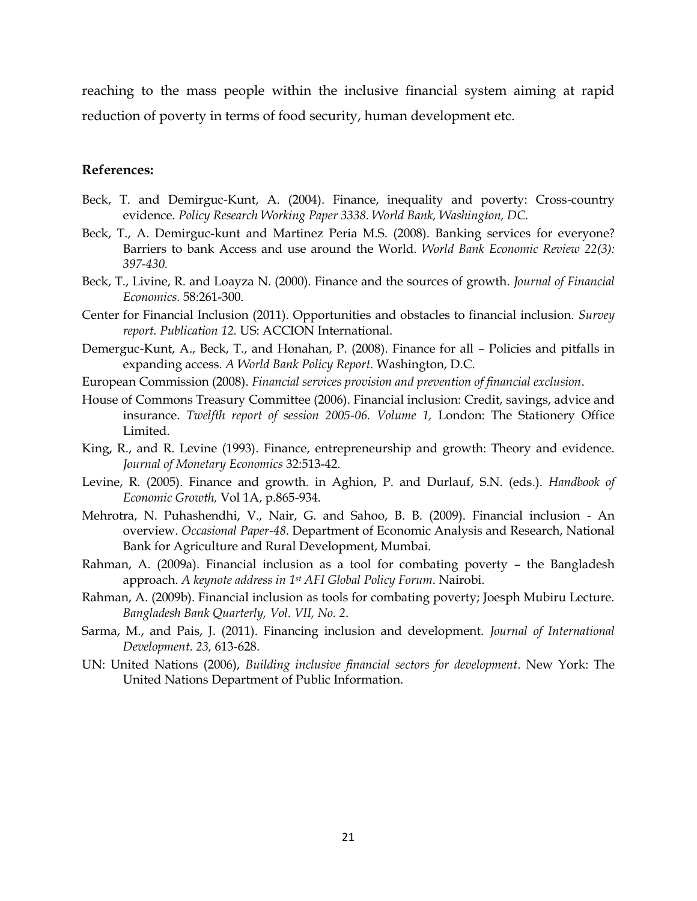reaching to the mass people within the inclusive financial system aiming at rapid reduction of poverty in terms of food security, human development etc.

**References:**

Beck, T. and Demirguc-Kunt, A. (2004). Finance, inequality and poverty: Cross-country evidence. *Policy Research Working Paper 3338. World Bank, Washington, DC.*

Beck, T., A. Demirguc-kunt and Martinez Peria M.S. (2008). Banking services for everyone? Barriers to bank Access and use around the World. *World Bank Economic Review 22(3): 397-430.*

Beck, T., Livine, R. and Loayza N. (2000). Finance and the sources of growth. *Journal of Financial Economics*. 58:261-300.

Center for Financial Inclusion (2011). Opportunities and obstacles to financial inclusion. *Survey report. Publication 12.* US: ACCION International.

Demerguc-Kunt, A., Beck, T., and Honahan, P. (2008). Finance for all – Policies and pitfalls in expanding access. *A World Bank Policy Report*. Washington, D.C.

European Commission (2008). *Financial services provision and prevention of financial exclusion*.

House of Commons Treasury Committee (2006). Financial inclusion: Credit, savings, advice and insurance. *Twelfth report of session 2005-06. Volume 1,* London: The Stationery Office Limited.

King, R., and R. Levine (1993). Finance, entrepreneurship and growth: Theory and evidence. *Journal of Monetary Economics* 32:513-42.

Levine, R. (2005). Finance and growth. in Aghion, P. and Durlauf, S.N. (eds.). *Handbook of Economic Growth,* Vol 1A, p.865-934.

Mehrotra, N. Puhashendhi, V., Nair, G. and Sahoo, B. B. (2009). Financial inclusion - An overview. *Occasional Paper-48*. Department of Economic Analysis and Research, National Bank for Agriculture and Rural Development, Mumbai.

Rahman, A. (2009a). Financial inclusion as a tool for combating poverty – the Bangladesh approach. *A keynote address in 1st AFI Global Policy Forum*. Nairobi.

Rahman, A. (2009b). Financial inclusion as tools for combating poverty; Joesph Mubiru Lecture. *Bangladesh Bank Quarterly, Vol. VII, No. 2*.

Sarma, M., and Pais, J. (2011). Financing inclusion and development. *Journal of International Development. 23,* 613-628.

UN: United Nations (2006), *Building inclusive financial sectors for development*. New York: The United Nations Department of Public Information.